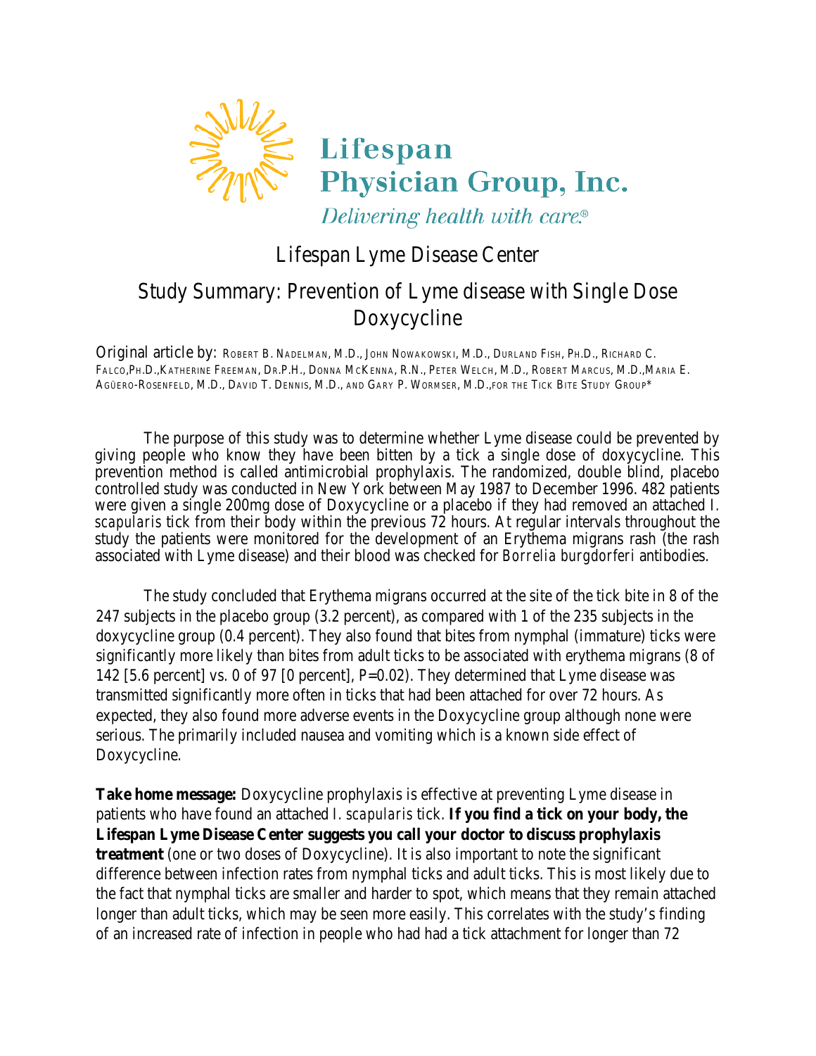Lifespan
Physician Group, Inc.

*Delivering health with care.®*

# Lifespan Lyme Disease Center

## Study Summary: Prevention of Lyme disease with Single Dose Doxycycline

Original article by: ROBERT B. NADELMAN, M.D., JOHN NOWAKOWSKI, M.D., DURLAND FISH, PH.D., RICHARD C. FALCO,PH.D.,KATHERINE FREEMAN, DR.P.H., DONNA MCKENNA, R.N., PETER WELCH, M.D., ROBERT MARCUS, M.D.,MARIA E. AGÜERO-ROSENFELD, M.D., DAVID T. DENNIS, M.D., AND GARY P. WORMSER, M.D.,FOR THE TICK BITE STUDY GROUP*

The purpose of this study was to determine whether Lyme disease could be prevented by giving people who know they have been bitten by a tick a single dose of doxycycline. This prevention method is called antimicrobial prophylaxis. The randomized, double blind, placebo controlled study was conducted in New York between May 1987 to December 1996. 482 patients were given a single 200mg dose of Doxycycline or a placebo if they had removed an attached *I. scapularis* tick from their body within the previous 72 hours. At regular intervals throughout the study the patients were monitored for the development of an Erythema migrans rash (the rash associated with Lyme disease) and their blood was checked for *Borrelia burgdorferi* antibodies.

The study concluded that Erythema migrans occurred at the site of the tick bite in 8 of the 247 subjects in the placebo group (3.2 percent), as compared with 1 of the 235 subjects in the doxycycline group (0.4 percent). They also found that bites from nymphal (immature) ticks were significantly more likely than bites from adult ticks to be associated with erythema migrans (8 of 142 [5.6 percent] vs. 0 of 97 [0 percent], P=0.02). They determined that Lyme disease was transmitted significantly more often in ticks that had been attached for over 72 hours. As expected, they also found more adverse events in the Doxycycline group although none were serious. The primarily included nausea and vomiting which is a known side effect of Doxycycline.

**Take home message:** Doxycycline prophylaxis is effective at preventing Lyme disease in patients who have found an attached *I. scapularis* tick. **If you find a tick on your body, the Lifespan Lyme Disease Center suggests you call your doctor to discuss prophylaxis treatment** (one or two doses of Doxycycline). It is also important to note the significant difference between infection rates from nymphal ticks and adult ticks. This is most likely due to the fact that nymphal ticks are smaller and harder to spot, which means that they remain attached longer than adult ticks, which may be seen more easily. This correlates with the study's finding of an increased rate of infection in people who had had a tick attachment for longer than 72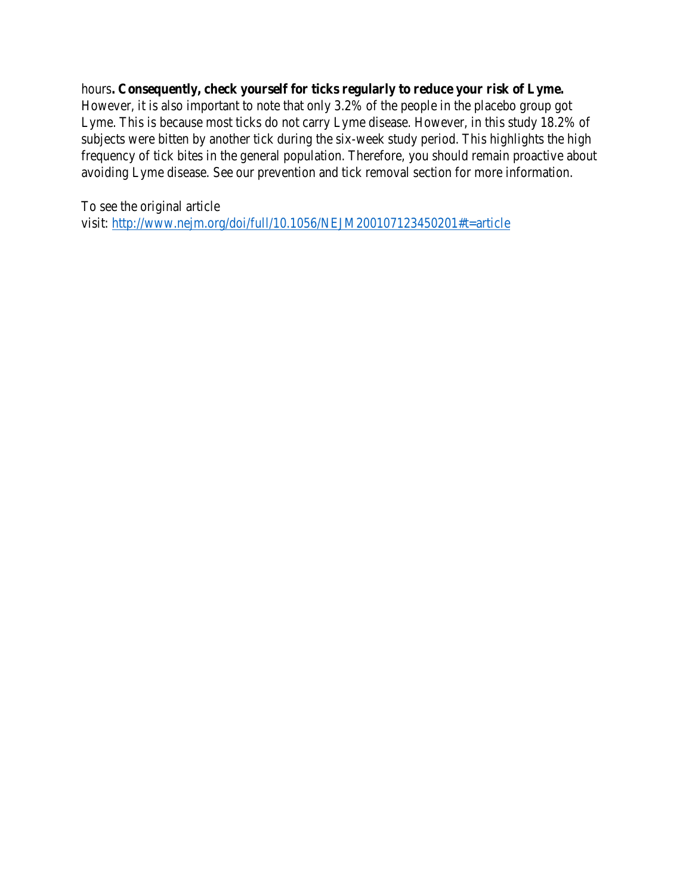hours**. Consequently, check yourself for ticks regularly to reduce your risk of Lyme.** However, it is also important to note that only 3.2% of the people in the placebo group got Lyme. This is because most ticks do not carry Lyme disease. However, in this study 18.2% of subjects were bitten by another tick during the six-week study period. This highlights the high frequency of tick bites in the general population. Therefore, you should remain proactive about avoiding Lyme disease. See our prevention and tick removal section for more information.

To see the original article visit: [http://www.nejm.org/doi/full/10.1056/NEJM200107123450201#t=article](http://www.nejm.org/doi/full/10.1056/NEJM200107123450201#t=article)